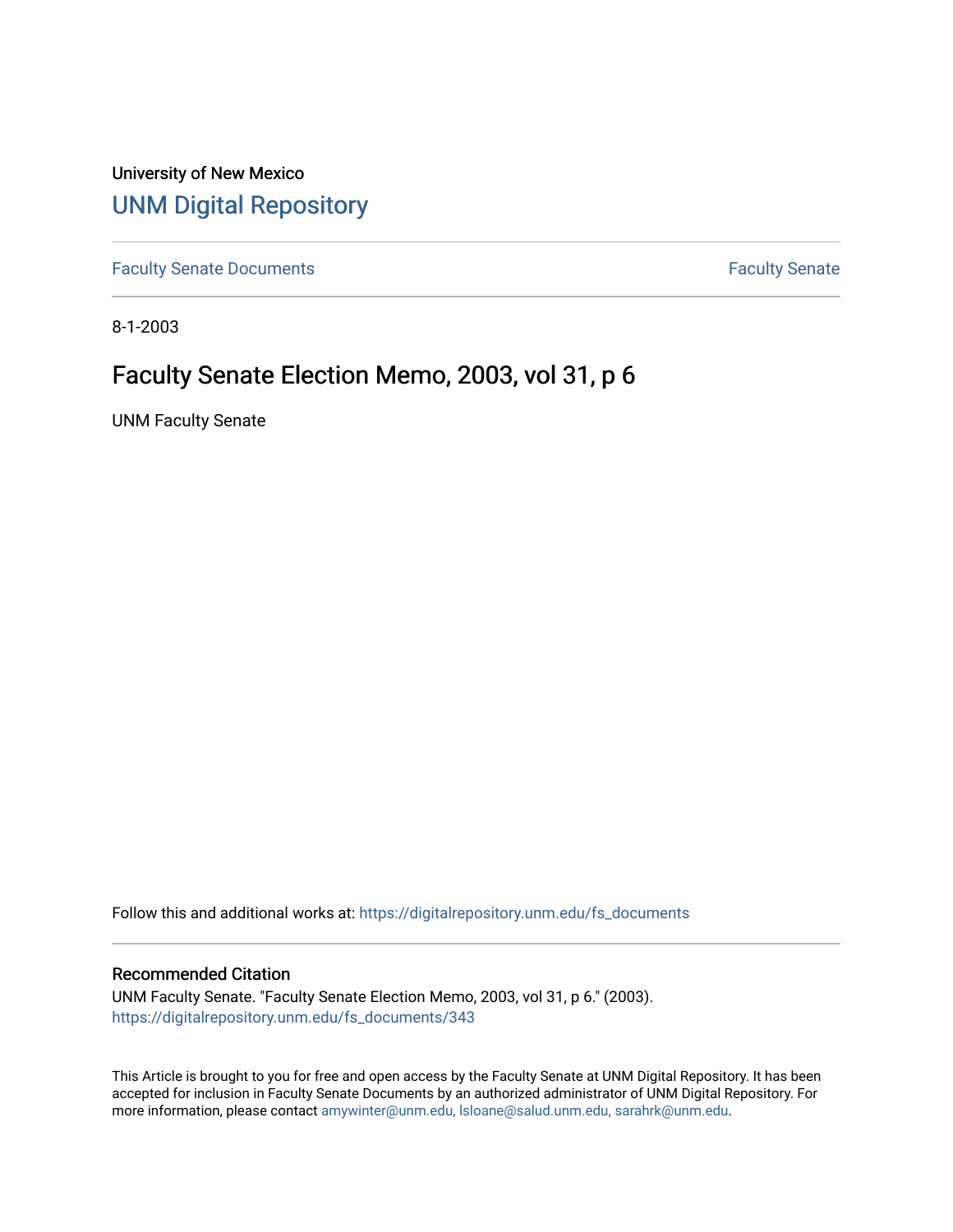University of New Mexico

# UNM Digital Repository

Faculty Senate Documents

Faculty Senate

8-1-2003

## Faculty Senate Election Memo, 2003, vol 31, p 6

UNM Faculty Senate

Follow this and additional works at: https://digitalrepository.unm.edu/fs_documents

### Recommended Citation

UNM Faculty Senate. "Faculty Senate Election Memo, 2003, vol 31, p 6." (2003). https://digitalrepository.unm.edu/fs_documents/343

This Article is brought to you for free and open access by the Faculty Senate at UNM Digital Repository. It has been accepted for inclusion in Faculty Senate Documents by an authorized administrator of UNM Digital Repository. For more information, please contact amywinter@unm.edu, lsloane@salud.unm.edu, sarahrk@unm.edu.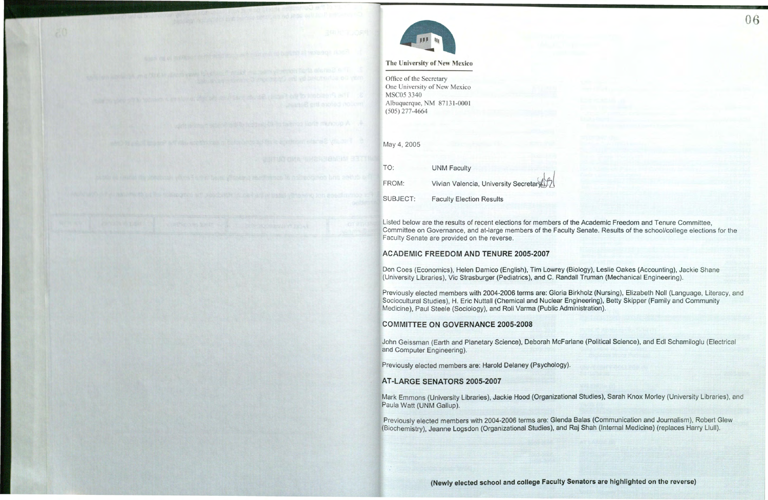The University of New Mexico

Office of the Secretary
One University of New Mexico
MSC05 3340
Albuquerque, NM 87131-0001
(505) 277-4664

May 4, 2005

TO: UNM Faculty

FROM: Vivian Valencia, University Secretary

SUBJECT: Faculty Election Results

Listed below are the results of recent elections for members of the Academic Freedom and Tenure Committee, Committee on Governance, and at-large members of the Faculty Senate. Results of the school/college elections for the Faculty Senate are provided on the reverse.

## ACADEMIC FREEDOM AND TENURE 2005-2007

Don Coes (Economics), Helen Damico (English), Tim Lowrey (Biology), Leslie Oakes (Accounting), Jackie Shane (University Libraries), Vic Strasburger (Pediatrics), and C. Randall Truman (Mechanical Engineering).

Previously elected members with 2004-2006 terms are: Gloria Birkholz (Nursing), Elizabeth Noll (Language, Literacy, and Sociocultural Studies), H. Eric Nuttall (Chemical and Nuclear Engineering), Betty Skipper (Family and Community Medicine), Paul Steele (Sociology), and Roli Varma (Public Administration).

## COMMITTEE ON GOVERNANCE 2005-2008

John Geissman (Earth and Planetary Science), Deborah McFarlane (Political Science), and Edl Schamiloglu (Electrical and Computer Engineering).

Previously elected members are: Harold Delaney (Psychology).

## AT-LARGE SENATORS 2005-2007

Mark Emmons (University Libraries), Jackie Hood (Organizational Studies), Sarah Knox Morley (University Libraries), and Paula Watt (UNM Gallup).

Previously elected members with 2004-2006 terms are: Glenda Balas (Communication and Journalism), Robert Glew (Biochemistry), Jeanne Logsdon (Organizational Studies), and Raj Shah (Internal Medicine) (replaces Harry Llull).

**(Newly elected school and college Faculty Senators are highlighted on the reverse)**